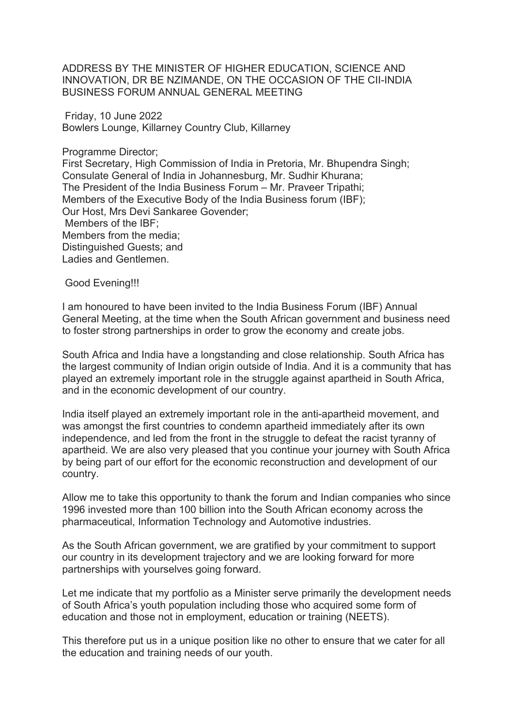# ADDRESS BY THE MINISTER OF HIGHER EDUCATION, SCIENCE AND INNOVATION, DR BE NZIMANDE, ON THE OCCASION OF THE CII-INDIA BUSINESS FORUM ANNUAL GENERAL MEETING

Friday, 10 June 2022
Bowlers Lounge, Killarney Country Club, Killarney

Programme Director;
First Secretary, High Commission of India in Pretoria, Mr. Bhupendra Singh;
Consulate General of India in Johannesburg, Mr. Sudhir Khurana;
The President of the India Business Forum – Mr. Praveer Tripathi;
Members of the Executive Body of the India Business forum (IBF);
Our Host, Mrs Devi Sankaree Govender;
Members of the IBF;
Members from the media;
Distinguished Guests; and
Ladies and Gentlemen.

Good Evening!!!

I am honoured to have been invited to the India Business Forum (IBF) Annual General Meeting, at the time when the South African government and business need to foster strong partnerships in order to grow the economy and create jobs.

South Africa and India have a longstanding and close relationship. South Africa has the largest community of Indian origin outside of India. And it is a community that has played an extremely important role in the struggle against apartheid in South Africa, and in the economic development of our country.

India itself played an extremely important role in the anti-apartheid movement, and was amongst the first countries to condemn apartheid immediately after its own independence, and led from the front in the struggle to defeat the racist tyranny of apartheid. We are also very pleased that you continue your journey with South Africa by being part of our effort for the economic reconstruction and development of our country.

Allow me to take this opportunity to thank the forum and Indian companies who since 1996 invested more than 100 billion into the South African economy across the pharmaceutical, Information Technology and Automotive industries.

As the South African government, we are gratified by your commitment to support our country in its development trajectory and we are looking forward for more partnerships with yourselves going forward.

Let me indicate that my portfolio as a Minister serve primarily the development needs of South Africa's youth population including those who acquired some form of education and those not in employment, education or training (NEETS).

This therefore put us in a unique position like no other to ensure that we cater for all the education and training needs of our youth.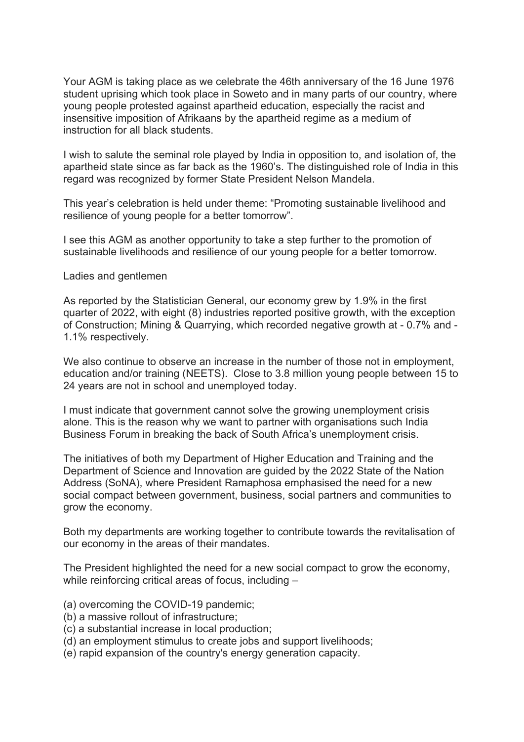Your AGM is taking place as we celebrate the 46th anniversary of the 16 June 1976 student uprising which took place in Soweto and in many parts of our country, where young people protested against apartheid education, especially the racist and insensitive imposition of Afrikaans by the apartheid regime as a medium of instruction for all black students.

I wish to salute the seminal role played by India in opposition to, and isolation of, the apartheid state since as far back as the 1960's. The distinguished role of India in this regard was recognized by former State President Nelson Mandela.

This year's celebration is held under theme: "Promoting sustainable livelihood and resilience of young people for a better tomorrow".

I see this AGM as another opportunity to take a step further to the promotion of sustainable livelihoods and resilience of our young people for a better tomorrow.

Ladies and gentlemen

As reported by the Statistician General, our economy grew by 1.9% in the first quarter of 2022, with eight (8) industries reported positive growth, with the exception of Construction; Mining & Quarrying, which recorded negative growth at - 0.7% and - 1.1% respectively.

We also continue to observe an increase in the number of those not in employment, education and/or training (NEETS). Close to 3.8 million young people between 15 to 24 years are not in school and unemployed today.

I must indicate that government cannot solve the growing unemployment crisis alone. This is the reason why we want to partner with organisations such India Business Forum in breaking the back of South Africa's unemployment crisis.

The initiatives of both my Department of Higher Education and Training and the Department of Science and Innovation are guided by the 2022 State of the Nation Address (SoNA), where President Ramaphosa emphasised the need for a new social compact between government, business, social partners and communities to grow the economy.

Both my departments are working together to contribute towards the revitalisation of our economy in the areas of their mandates.

The President highlighted the need for a new social compact to grow the economy, while reinforcing critical areas of focus, including –

(a) overcoming the COVID-19 pandemic;
(b) a massive rollout of infrastructure;
(c) a substantial increase in local production;
(d) an employment stimulus to create jobs and support livelihoods;
(e) rapid expansion of the country's energy generation capacity.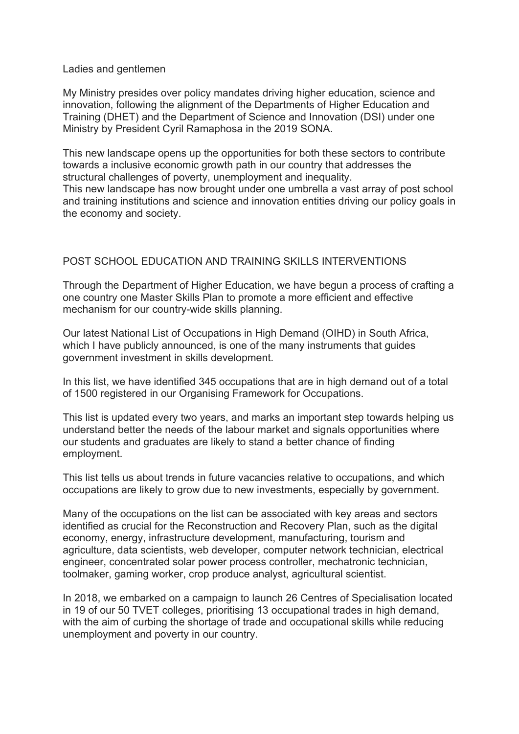Ladies and gentlemen

My Ministry presides over policy mandates driving higher education, science and innovation, following the alignment of the Departments of Higher Education and Training (DHET) and the Department of Science and Innovation (DSI) under one Ministry by President Cyril Ramaphosa in the 2019 SONA.

This new landscape opens up the opportunities for both these sectors to contribute towards a inclusive economic growth path in our country that addresses the structural challenges of poverty, unemployment and inequality.
This new landscape has now brought under one umbrella a vast array of post school and training institutions and science and innovation entities driving our policy goals in the economy and society.

## POST SCHOOL EDUCATION AND TRAINING SKILLS INTERVENTIONS

Through the Department of Higher Education, we have begun a process of crafting a one country one Master Skills Plan to promote a more efficient and effective mechanism for our country-wide skills planning.

Our latest National List of Occupations in High Demand (OIHD) in South Africa, which I have publicly announced, is one of the many instruments that guides government investment in skills development.

In this list, we have identified 345 occupations that are in high demand out of a total of 1500 registered in our Organising Framework for Occupations.

This list is updated every two years, and marks an important step towards helping us understand better the needs of the labour market and signals opportunities where our students and graduates are likely to stand a better chance of finding employment.

This list tells us about trends in future vacancies relative to occupations, and which occupations are likely to grow due to new investments, especially by government.

Many of the occupations on the list can be associated with key areas and sectors identified as crucial for the Reconstruction and Recovery Plan, such as the digital economy, energy, infrastructure development, manufacturing, tourism and agriculture, data scientists, web developer, computer network technician, electrical engineer, concentrated solar power process controller, mechatronic technician, toolmaker, gaming worker, crop produce analyst, agricultural scientist.

In 2018, we embarked on a campaign to launch 26 Centres of Specialisation located in 19 of our 50 TVET colleges, prioritising 13 occupational trades in high demand, with the aim of curbing the shortage of trade and occupational skills while reducing unemployment and poverty in our country.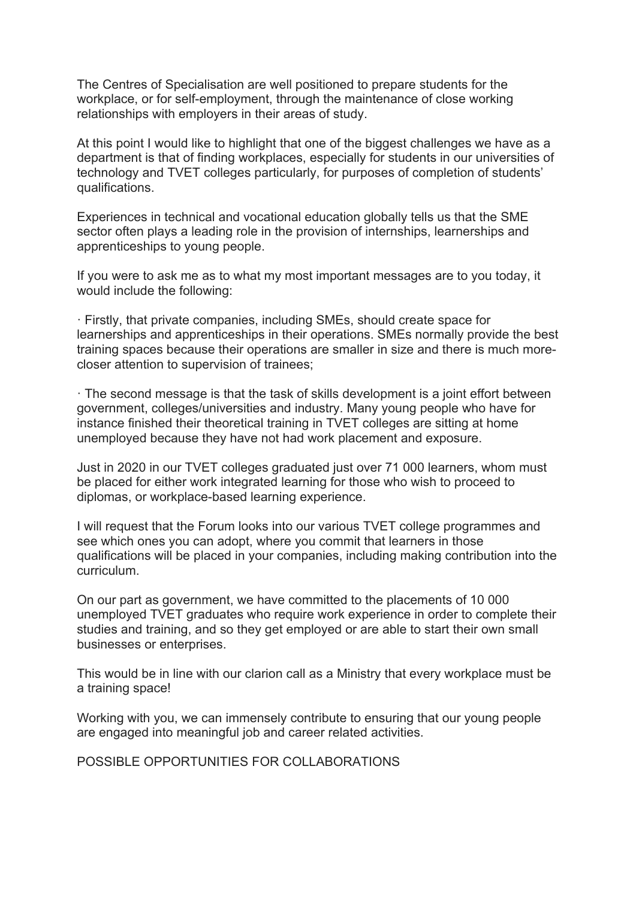The Centres of Specialisation are well positioned to prepare students for the workplace, or for self-employment, through the maintenance of close working relationships with employers in their areas of study.

At this point I would like to highlight that one of the biggest challenges we have as a department is that of finding workplaces, especially for students in our universities of technology and TVET colleges particularly, for purposes of completion of students' qualifications.

Experiences in technical and vocational education globally tells us that the SME sector often plays a leading role in the provision of internships, learnerships and apprenticeships to young people.

If you were to ask me as to what my most important messages are to you today, it would include the following:

· Firstly, that private companies, including SMEs, should create space for learnerships and apprenticeships in their operations. SMEs normally provide the best training spaces because their operations are smaller in size and there is much more-closer attention to supervision of trainees;

· The second message is that the task of skills development is a joint effort between government, colleges/universities and industry. Many young people who have for instance finished their theoretical training in TVET colleges are sitting at home unemployed because they have not had work placement and exposure.

Just in 2020 in our TVET colleges graduated just over 71 000 learners, whom must be placed for either work integrated learning for those who wish to proceed to diplomas, or workplace-based learning experience.

I will request that the Forum looks into our various TVET college programmes and see which ones you can adopt, where you commit that learners in those qualifications will be placed in your companies, including making contribution into the curriculum.

On our part as government, we have committed to the placements of 10 000 unemployed TVET graduates who require work experience in order to complete their studies and training, and so they get employed or are able to start their own small businesses or enterprises.

This would be in line with our clarion call as a Ministry that every workplace must be a training space!

Working with you, we can immensely contribute to ensuring that our young people are engaged into meaningful job and career related activities.

POSSIBLE OPPORTUNITIES FOR COLLABORATIONS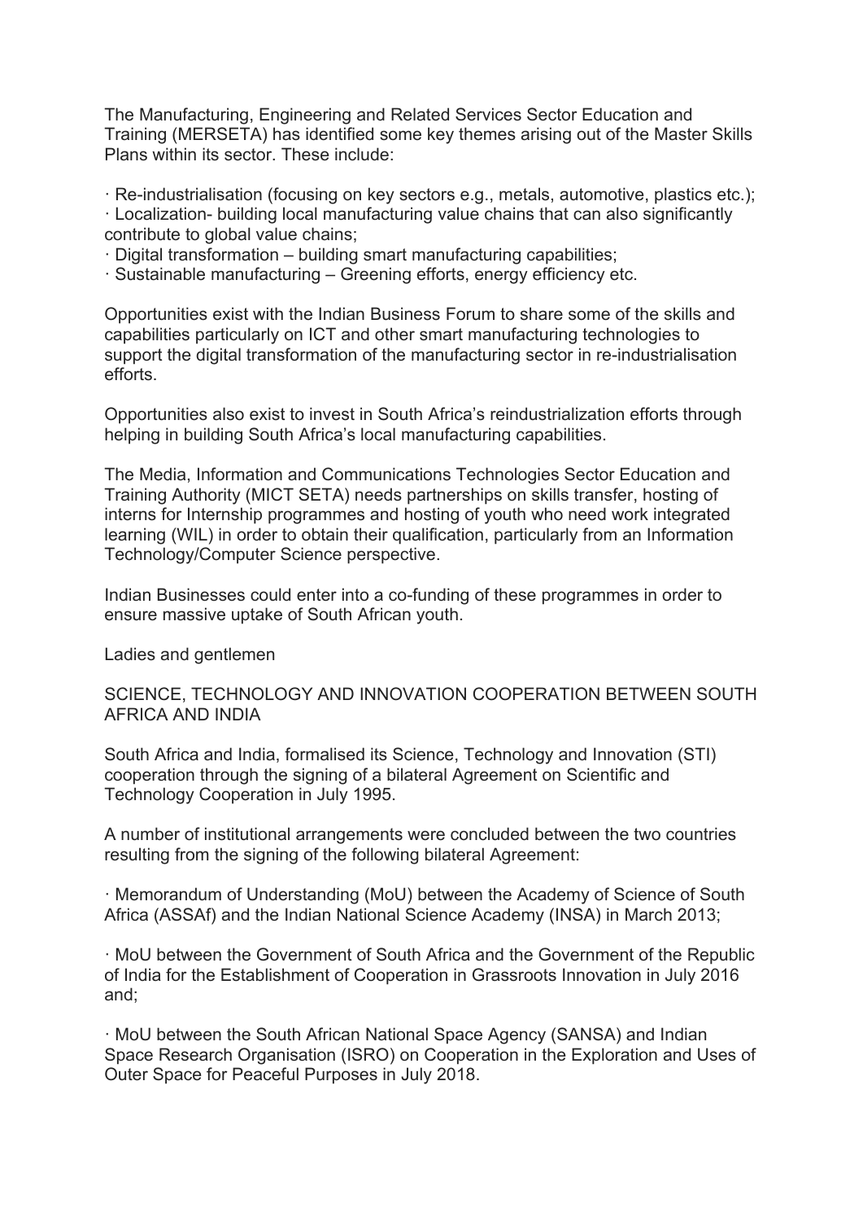The Manufacturing, Engineering and Related Services Sector Education and Training (MERSETA) has identified some key themes arising out of the Master Skills Plans within its sector. These include:

· Re-industrialisation (focusing on key sectors e.g., metals, automotive, plastics etc.);
· Localization- building local manufacturing value chains that can also significantly contribute to global value chains;
· Digital transformation – building smart manufacturing capabilities;
· Sustainable manufacturing – Greening efforts, energy efficiency etc.

Opportunities exist with the Indian Business Forum to share some of the skills and capabilities particularly on ICT and other smart manufacturing technologies to support the digital transformation of the manufacturing sector in re-industrialisation efforts.

Opportunities also exist to invest in South Africa's reindustrialization efforts through helping in building South Africa's local manufacturing capabilities.

The Media, Information and Communications Technologies Sector Education and Training Authority (MICT SETA) needs partnerships on skills transfer, hosting of interns for Internship programmes and hosting of youth who need work integrated learning (WIL) in order to obtain their qualification, particularly from an Information Technology/Computer Science perspective.

Indian Businesses could enter into a co-funding of these programmes in order to ensure massive uptake of South African youth.

Ladies and gentlemen

SCIENCE, TECHNOLOGY AND INNOVATION COOPERATION BETWEEN SOUTH AFRICA AND INDIA

South Africa and India, formalised its Science, Technology and Innovation (STI) cooperation through the signing of a bilateral Agreement on Scientific and Technology Cooperation in July 1995.

A number of institutional arrangements were concluded between the two countries resulting from the signing of the following bilateral Agreement:

· Memorandum of Understanding (MoU) between the Academy of Science of South Africa (ASSAf) and the Indian National Science Academy (INSA) in March 2013;

· MoU between the Government of South Africa and the Government of the Republic of India for the Establishment of Cooperation in Grassroots Innovation in July 2016 and;

· MoU between the South African National Space Agency (SANSA) and Indian Space Research Organisation (ISRO) on Cooperation in the Exploration and Uses of Outer Space for Peaceful Purposes in July 2018.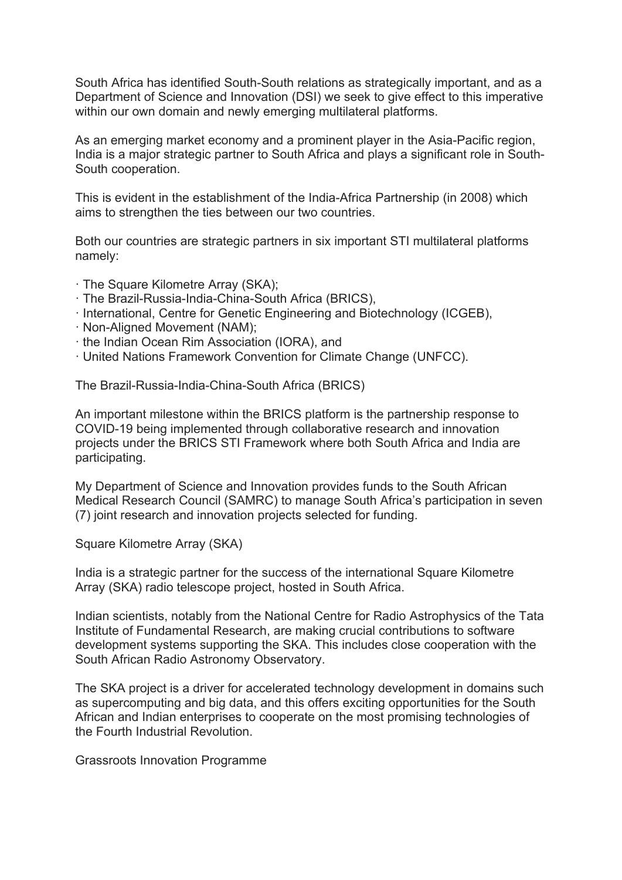South Africa has identified South-South relations as strategically important, and as a Department of Science and Innovation (DSI) we seek to give effect to this imperative within our own domain and newly emerging multilateral platforms.

As an emerging market economy and a prominent player in the Asia-Pacific region, India is a major strategic partner to South Africa and plays a significant role in South-South cooperation.

This is evident in the establishment of the India-Africa Partnership (in 2008) which aims to strengthen the ties between our two countries.

Both our countries are strategic partners in six important STI multilateral platforms namely:

- The Square Kilometre Array (SKA);
- The Brazil-Russia-India-China-South Africa (BRICS),
- International, Centre for Genetic Engineering and Biotechnology (ICGEB),
- Non-Aligned Movement (NAM);
- the Indian Ocean Rim Association (IORA), and
- United Nations Framework Convention for Climate Change (UNFCC).

The Brazil-Russia-India-China-South Africa (BRICS)

An important milestone within the BRICS platform is the partnership response to COVID-19 being implemented through collaborative research and innovation projects under the BRICS STI Framework where both South Africa and India are participating.

My Department of Science and Innovation provides funds to the South African Medical Research Council (SAMRC) to manage South Africa's participation in seven (7) joint research and innovation projects selected for funding.

Square Kilometre Array (SKA)

India is a strategic partner for the success of the international Square Kilometre Array (SKA) radio telescope project, hosted in South Africa.

Indian scientists, notably from the National Centre for Radio Astrophysics of the Tata Institute of Fundamental Research, are making crucial contributions to software development systems supporting the SKA. This includes close cooperation with the South African Radio Astronomy Observatory.

The SKA project is a driver for accelerated technology development in domains such as supercomputing and big data, and this offers exciting opportunities for the South African and Indian enterprises to cooperate on the most promising technologies of the Fourth Industrial Revolution.

Grassroots Innovation Programme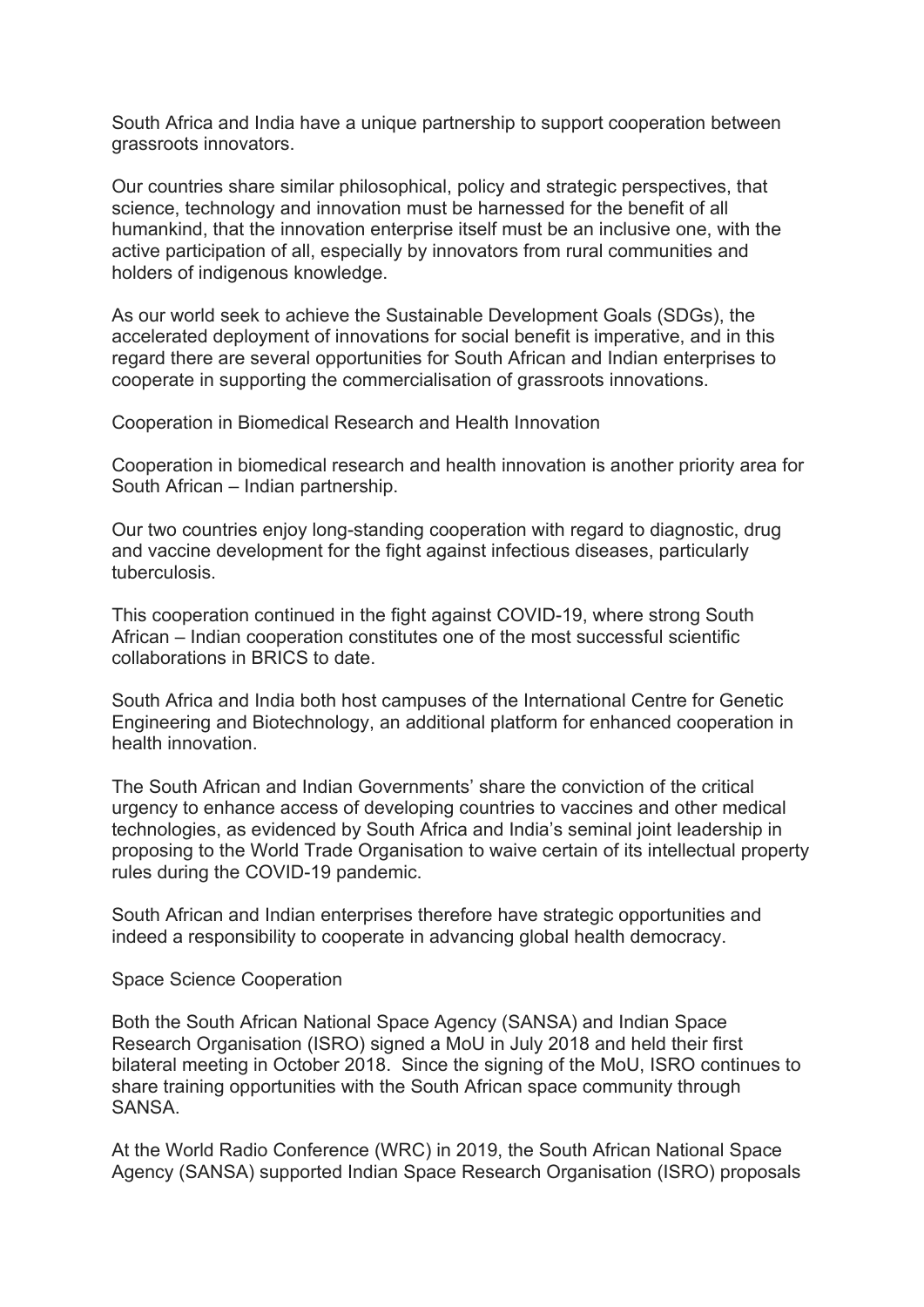South Africa and India have a unique partnership to support cooperation between grassroots innovators.

Our countries share similar philosophical, policy and strategic perspectives, that science, technology and innovation must be harnessed for the benefit of all humankind, that the innovation enterprise itself must be an inclusive one, with the active participation of all, especially by innovators from rural communities and holders of indigenous knowledge.

As our world seek to achieve the Sustainable Development Goals (SDGs), the accelerated deployment of innovations for social benefit is imperative, and in this regard there are several opportunities for South African and Indian enterprises to cooperate in supporting the commercialisation of grassroots innovations.

## Cooperation in Biomedical Research and Health Innovation

Cooperation in biomedical research and health innovation is another priority area for South African – Indian partnership.

Our two countries enjoy long-standing cooperation with regard to diagnostic, drug and vaccine development for the fight against infectious diseases, particularly tuberculosis.

This cooperation continued in the fight against COVID-19, where strong South African – Indian cooperation constitutes one of the most successful scientific collaborations in BRICS to date.

South Africa and India both host campuses of the International Centre for Genetic Engineering and Biotechnology, an additional platform for enhanced cooperation in health innovation.

The South African and Indian Governments' share the conviction of the critical urgency to enhance access of developing countries to vaccines and other medical technologies, as evidenced by South Africa and India's seminal joint leadership in proposing to the World Trade Organisation to waive certain of its intellectual property rules during the COVID-19 pandemic.

South African and Indian enterprises therefore have strategic opportunities and indeed a responsibility to cooperate in advancing global health democracy.

## Space Science Cooperation

Both the South African National Space Agency (SANSA) and Indian Space Research Organisation (ISRO) signed a MoU in July 2018 and held their first bilateral meeting in October 2018. Since the signing of the MoU, ISRO continues to share training opportunities with the South African space community through SANSA.

At the World Radio Conference (WRC) in 2019, the South African National Space Agency (SANSA) supported Indian Space Research Organisation (ISRO) proposals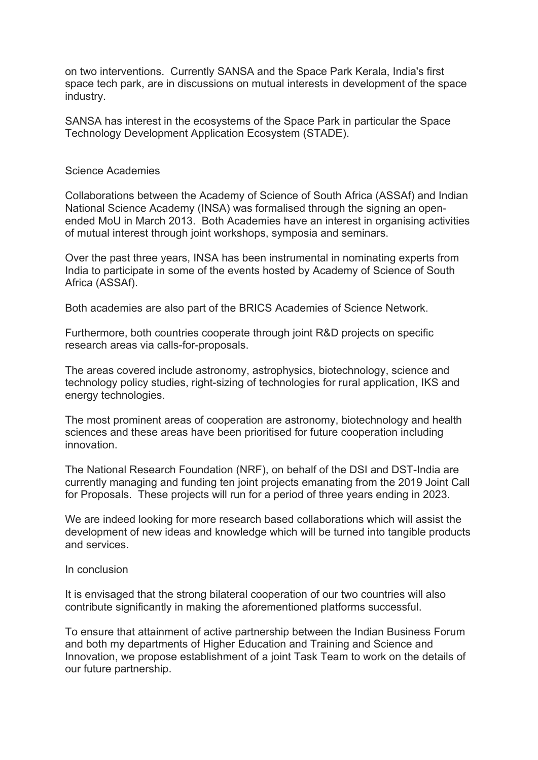on two interventions. Currently SANSA and the Space Park Kerala, India's first space tech park, are in discussions on mutual interests in development of the space industry.

SANSA has interest in the ecosystems of the Space Park in particular the Space Technology Development Application Ecosystem (STADE).

## Science Academies

Collaborations between the Academy of Science of South Africa (ASSAf) and Indian National Science Academy (INSA) was formalised through the signing an open-ended MoU in March 2013. Both Academies have an interest in organising activities of mutual interest through joint workshops, symposia and seminars.

Over the past three years, INSA has been instrumental in nominating experts from India to participate in some of the events hosted by Academy of Science of South Africa (ASSAf).

Both academies are also part of the BRICS Academies of Science Network.

Furthermore, both countries cooperate through joint R&D projects on specific research areas via calls-for-proposals.

The areas covered include astronomy, astrophysics, biotechnology, science and technology policy studies, right-sizing of technologies for rural application, IKS and energy technologies.

The most prominent areas of cooperation are astronomy, biotechnology and health sciences and these areas have been prioritised for future cooperation including innovation.

The National Research Foundation (NRF), on behalf of the DSI and DST-India are currently managing and funding ten joint projects emanating from the 2019 Joint Call for Proposals. These projects will run for a period of three years ending in 2023.

We are indeed looking for more research based collaborations which will assist the development of new ideas and knowledge which will be turned into tangible products and services.

## In conclusion

It is envisaged that the strong bilateral cooperation of our two countries will also contribute significantly in making the aforementioned platforms successful.

To ensure that attainment of active partnership between the Indian Business Forum and both my departments of Higher Education and Training and Science and Innovation, we propose establishment of a joint Task Team to work on the details of our future partnership.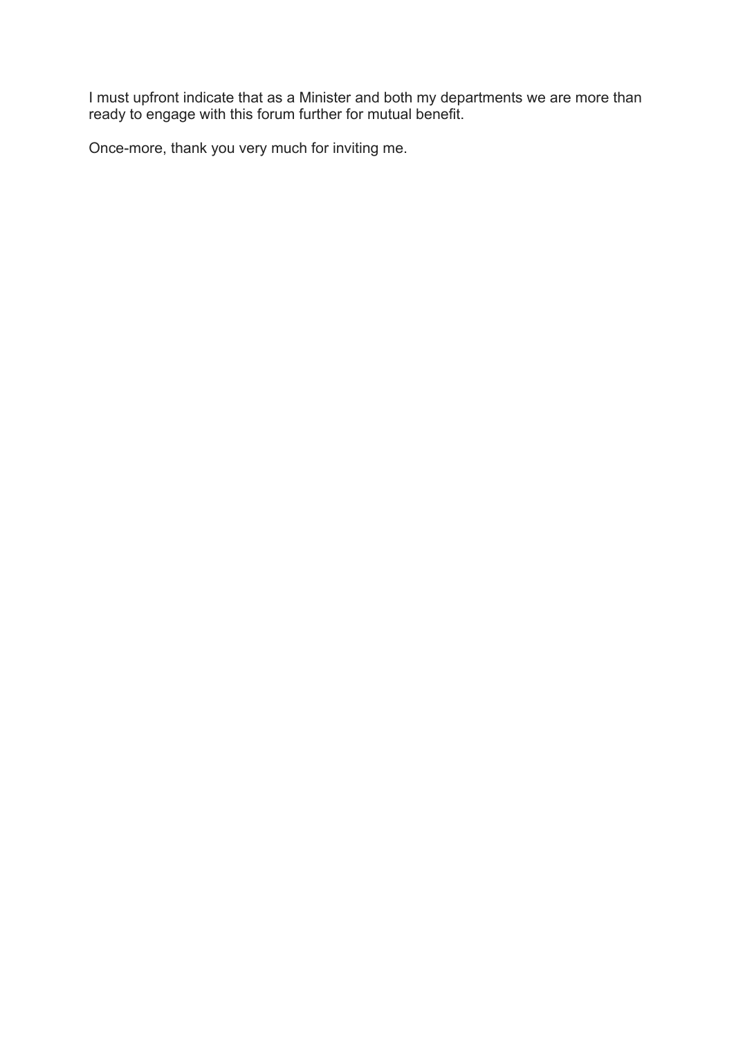I must upfront indicate that as a Minister and both my departments we are more than ready to engage with this forum further for mutual benefit.

Once-more, thank you very much for inviting me.